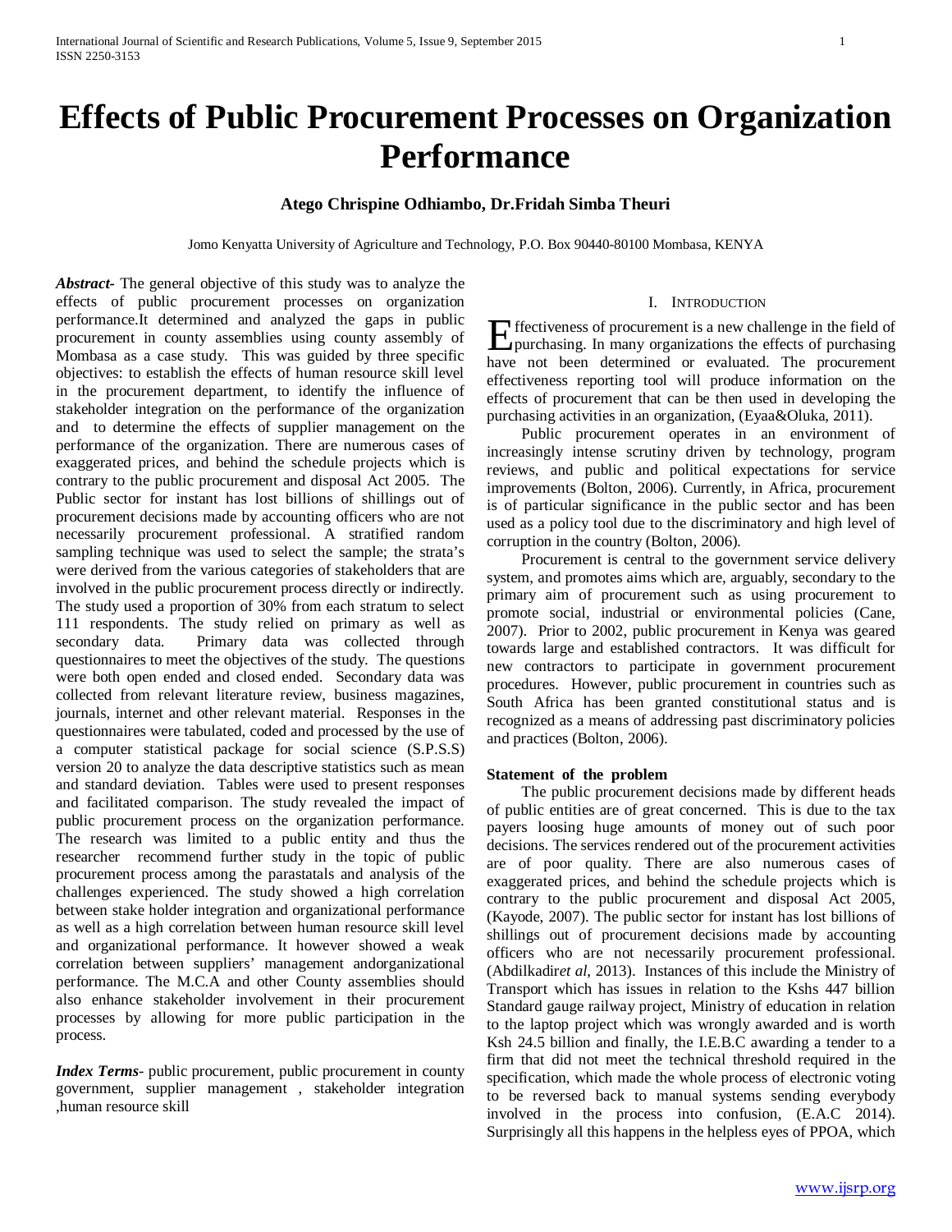# Effects of Public Procurement Processes on Organization Performance

**Atego Chrispine Odhiambo, Dr.Fridah Simba Theuri**

Jomo Kenyatta University of Agriculture and Technology, P.O. Box 90440-80100 Mombasa, KENYA

***Abstract-*** The general objective of this study was to analyze the effects of public procurement processes on organization performance.It determined and analyzed the gaps in public procurement in county assemblies using county assembly of Mombasa as a case study. This was guided by three specific objectives: to establish the effects of human resource skill level in the procurement department, to identify the influence of stakeholder integration on the performance of the organization and to determine the effects of supplier management on the performance of the organization. There are numerous cases of exaggerated prices, and behind the schedule projects which is contrary to the public procurement and disposal Act 2005. The Public sector for instant has lost billions of shillings out of procurement decisions made by accounting officers who are not necessarily procurement professional. A stratified random sampling technique was used to select the sample; the strata's were derived from the various categories of stakeholders that are involved in the public procurement process directly or indirectly. The study used a proportion of 30% from each stratum to select 111 respondents. The study relied on primary as well as secondary data. Primary data was collected through questionnaires to meet the objectives of the study. The questions were both open ended and closed ended. Secondary data was collected from relevant literature review, business magazines, journals, internet and other relevant material. Responses in the questionnaires were tabulated, coded and processed by the use of a computer statistical package for social science (S.P.S.S) version 20 to analyze the data descriptive statistics such as mean and standard deviation. Tables were used to present responses and facilitated comparison. The study revealed the impact of public procurement process on the organization performance. The research was limited to a public entity and thus the researcher recommend further study in the topic of public procurement process among the parastatals and analysis of the challenges experienced. The study showed a high correlation between stake holder integration and organizational performance as well as a high correlation between human resource skill level and organizational performance. It however showed a weak correlation between suppliers' management andorganizational performance. The M.C.A and other County assemblies should also enhance stakeholder involvement in their procurement processes by allowing for more public participation in the process.

***Index Terms*-** public procurement, public procurement in county government, supplier management , stakeholder integration ,human resource skill

## I. Introduction

Effectiveness of procurement is a new challenge in the field of purchasing. In many organizations the effects of purchasing have not been determined or evaluated. The procurement effectiveness reporting tool will produce information on the effects of procurement that can be then used in developing the purchasing activities in an organization, (Eyaa&Oluka, 2011).

Public procurement operates in an environment of increasingly intense scrutiny driven by technology, program reviews, and public and political expectations for service improvements (Bolton, 2006). Currently, in Africa, procurement is of particular significance in the public sector and has been used as a policy tool due to the discriminatory and high level of corruption in the country (Bolton, 2006).

Procurement is central to the government service delivery system, and promotes aims which are, arguably, secondary to the primary aim of procurement such as using procurement to promote social, industrial or environmental policies (Cane, 2007). Prior to 2002, public procurement in Kenya was geared towards large and established contractors. It was difficult for new contractors to participate in government procurement procedures. However, public procurement in countries such as South Africa has been granted constitutional status and is recognized as a means of addressing past discriminatory policies and practices (Bolton, 2006).

### Statement of the problem

The public procurement decisions made by different heads of public entities are of great concerned. This is due to the tax payers loosing huge amounts of money out of such poor decisions. The services rendered out of the procurement activities are of poor quality. There are also numerous cases of exaggerated prices, and behind the schedule projects which is contrary to the public procurement and disposal Act 2005, (Kayode, 2007). The public sector for instant has lost billions of shillings out of procurement decisions made by accounting officers who are not necessarily procurement professional. (Abdilkadir*et al*, 2013). Instances of this include the Ministry of Transport which has issues in relation to the Kshs 447 billion Standard gauge railway project, Ministry of education in relation to the laptop project which was wrongly awarded and is worth Ksh 24.5 billion and finally, the I.E.B.C awarding a tender to a firm that did not meet the technical threshold required in the specification, which made the whole process of electronic voting to be reversed back to manual systems sending everybody involved in the process into confusion, (E.A.C 2014). Surprisingly all this happens in the helpless eyes of PPOA, which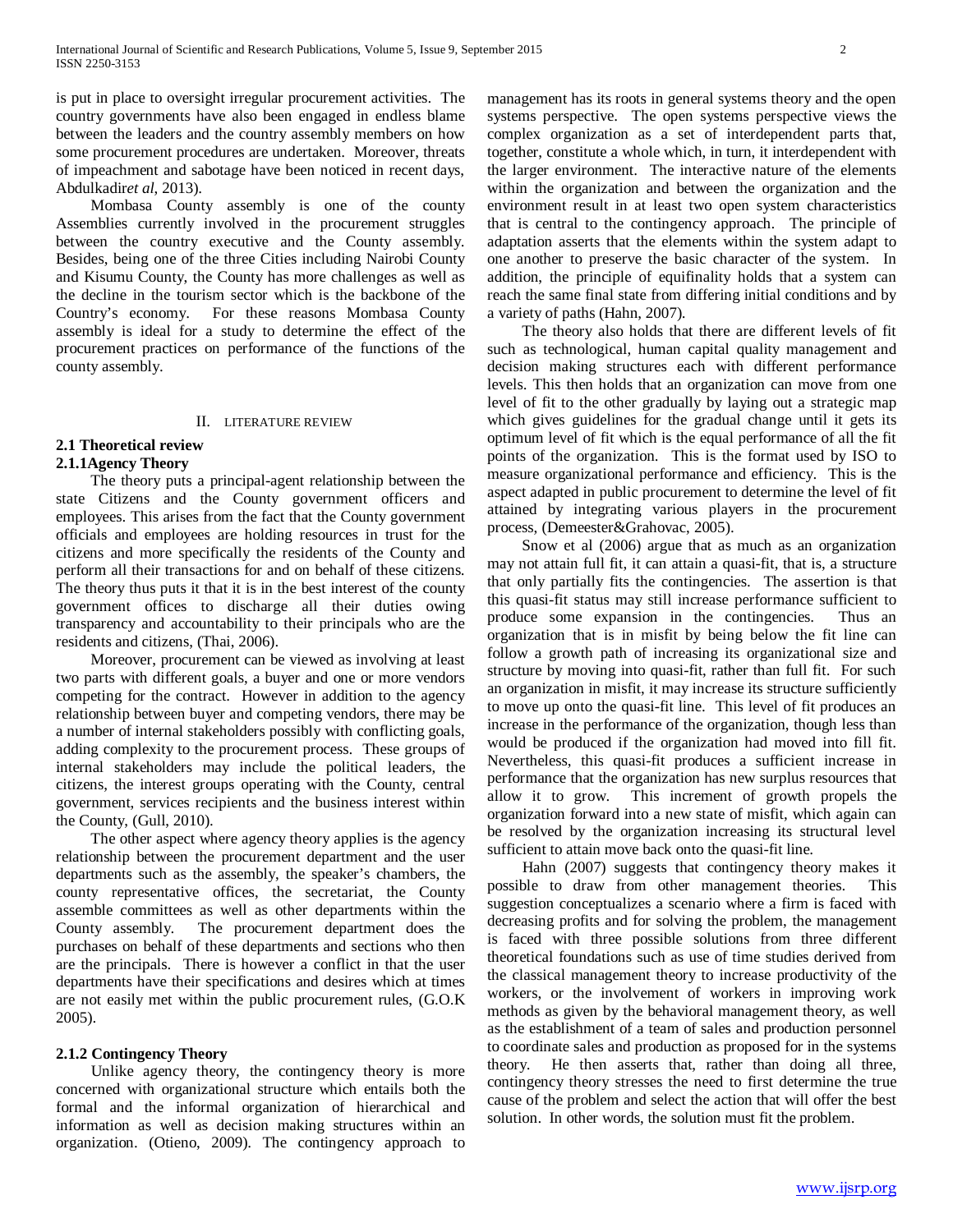is put in place to oversight irregular procurement activities. The country governments have also been engaged in endless blame between the leaders and the country assembly members on how some procurement procedures are undertaken. Moreover, threats of impeachment and sabotage have been noticed in recent days, Abdulkadir*et al*, 2013).

Mombasa County assembly is one of the county Assemblies currently involved in the procurement struggles between the country executive and the County assembly. Besides, being one of the three Cities including Nairobi County and Kisumu County, the County has more challenges as well as the decline in the tourism sector which is the backbone of the Country's economy. For these reasons Mombasa County assembly is ideal for a study to determine the effect of the procurement practices on performance of the functions of the county assembly.

## II. Literature Review

### 2.1 Theoretical review

#### 2.1.1Agency Theory

The theory puts a principal-agent relationship between the state Citizens and the County government officers and employees. This arises from the fact that the County government officials and employees are holding resources in trust for the citizens and more specifically the residents of the County and perform all their transactions for and on behalf of these citizens. The theory thus puts it that it is in the best interest of the county government offices to discharge all their duties owing transparency and accountability to their principals who are the residents and citizens, (Thai, 2006).

Moreover, procurement can be viewed as involving at least two parts with different goals, a buyer and one or more vendors competing for the contract. However in addition to the agency relationship between buyer and competing vendors, there may be a number of internal stakeholders possibly with conflicting goals, adding complexity to the procurement process. These groups of internal stakeholders may include the political leaders, the citizens, the interest groups operating with the County, central government, services recipients and the business interest within the County, (Gull, 2010).

The other aspect where agency theory applies is the agency relationship between the procurement department and the user departments such as the assembly, the speaker's chambers, the county representative offices, the secretariat, the County assemble committees as well as other departments within the County assembly. The procurement department does the purchases on behalf of these departments and sections who then are the principals. There is however a conflict in that the user departments have their specifications and desires which at times are not easily met within the public procurement rules, (G.O.K 2005).

#### 2.1.2 Contingency Theory

Unlike agency theory, the contingency theory is more concerned with organizational structure which entails both the formal and the informal organization of hierarchical and information as well as decision making structures within an organization. (Otieno, 2009). The contingency approach to management has its roots in general systems theory and the open systems perspective. The open systems perspective views the complex organization as a set of interdependent parts that, together, constitute a whole which, in turn, it interdependent with the larger environment. The interactive nature of the elements within the organization and between the organization and the environment result in at least two open system characteristics that is central to the contingency approach. The principle of adaptation asserts that the elements within the system adapt to one another to preserve the basic character of the system. In addition, the principle of equifinality holds that a system can reach the same final state from differing initial conditions and by a variety of paths (Hahn, 2007).

The theory also holds that there are different levels of fit such as technological, human capital quality management and decision making structures each with different performance levels. This then holds that an organization can move from one level of fit to the other gradually by laying out a strategic map which gives guidelines for the gradual change until it gets its optimum level of fit which is the equal performance of all the fit points of the organization. This is the format used by ISO to measure organizational performance and efficiency. This is the aspect adapted in public procurement to determine the level of fit attained by integrating various players in the procurement process, (Demeester&Grahovac, 2005).

Snow et al (2006) argue that as much as an organization may not attain full fit, it can attain a quasi-fit, that is, a structure that only partially fits the contingencies. The assertion is that this quasi-fit status may still increase performance sufficient to produce some expansion in the contingencies. Thus an organization that is in misfit by being below the fit line can follow a growth path of increasing its organizational size and structure by moving into quasi-fit, rather than full fit. For such an organization in misfit, it may increase its structure sufficiently to move up onto the quasi-fit line. This level of fit produces an increase in the performance of the organization, though less than would be produced if the organization had moved into fill fit. Nevertheless, this quasi-fit produces a sufficient increase in performance that the organization has new surplus resources that allow it to grow. This increment of growth propels the organization forward into a new state of misfit, which again can be resolved by the organization increasing its structural level sufficient to attain move back onto the quasi-fit line.

Hahn (2007) suggests that contingency theory makes it possible to draw from other management theories. This suggestion conceptualizes a scenario where a firm is faced with decreasing profits and for solving the problem, the management is faced with three possible solutions from three different theoretical foundations such as use of time studies derived from the classical management theory to increase productivity of the workers, or the involvement of workers in improving work methods as given by the behavioral management theory, as well as the establishment of a team of sales and production personnel to coordinate sales and production as proposed for in the systems theory. He then asserts that, rather than doing all three, contingency theory stresses the need to first determine the true cause of the problem and select the action that will offer the best solution. In other words, the solution must fit the problem.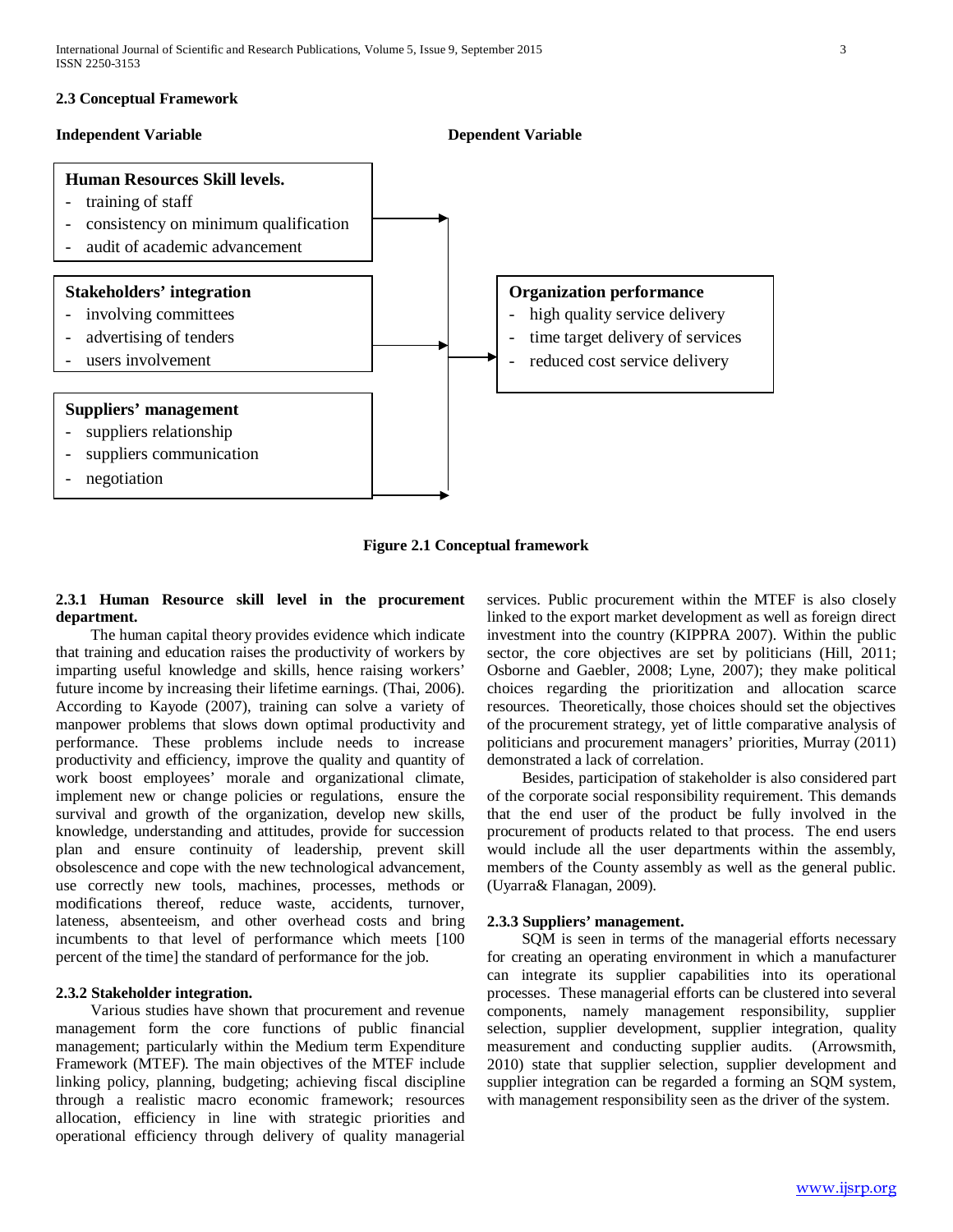### 2.3 Conceptual Framework

**Independent Variable** | **Dependent Variable**

**Human Resources Skill levels.**
- training of staff
- consistency on minimum qualification
- audit of academic advancement

**Stakeholders' integration**
- involving committees
- advertising of tenders
- users involvement

**Suppliers' management**
- suppliers relationship
- suppliers communication
- negotiation

→

**Organization performance**
- high quality service delivery
- time target delivery of services
- reduced cost service delivery

**Figure 2.1 Conceptual framework**

#### 2.3.1 Human Resource skill level in the procurement department.

The human capital theory provides evidence which indicate that training and education raises the productivity of workers by imparting useful knowledge and skills, hence raising workers' future income by increasing their lifetime earnings. (Thai, 2006). According to Kayode (2007), training can solve a variety of manpower problems that slows down optimal productivity and performance. These problems include needs to increase productivity and efficiency, improve the quality and quantity of work boost employees' morale and organizational climate, implement new or change policies or regulations, ensure the survival and growth of the organization, develop new skills, knowledge, understanding and attitudes, provide for succession plan and ensure continuity of leadership, prevent skill obsolescence and cope with the new technological advancement, use correctly new tools, machines, processes, methods or modifications thereof, reduce waste, accidents, turnover, lateness, absenteeism, and other overhead costs and bring incumbents to that level of performance which meets [100 percent of the time] the standard of performance for the job.

#### 2.3.2 Stakeholder integration.

Various studies have shown that procurement and revenue management form the core functions of public financial management; particularly within the Medium term Expenditure Framework (MTEF). The main objectives of the MTEF include linking policy, planning, budgeting; achieving fiscal discipline through a realistic macro economic framework; resources allocation, efficiency in line with strategic priorities and operational efficiency through delivery of quality managerial services. Public procurement within the MTEF is also closely linked to the export market development as well as foreign direct investment into the country (KIPPRA 2007). Within the public sector, the core objectives are set by politicians (Hill, 2011; Osborne and Gaebler, 2008; Lyne, 2007); they make political choices regarding the prioritization and allocation scarce resources. Theoretically, those choices should set the objectives of the procurement strategy, yet of little comparative analysis of politicians and procurement managers' priorities, Murray (2011) demonstrated a lack of correlation.

Besides, participation of stakeholder is also considered part of the corporate social responsibility requirement. This demands that the end user of the product be fully involved in the procurement of products related to that process. The end users would include all the user departments within the assembly, members of the County assembly as well as the general public. (Uyarra& Flanagan, 2009).

#### 2.3.3 Suppliers' management.

SQM is seen in terms of the managerial efforts necessary for creating an operating environment in which a manufacturer can integrate its supplier capabilities into its operational processes. These managerial efforts can be clustered into several components, namely management responsibility, supplier selection, supplier development, supplier integration, quality measurement and conducting supplier audits. (Arrowsmith, 2010) state that supplier selection, supplier development and supplier integration can be regarded a forming an SQM system, with management responsibility seen as the driver of the system.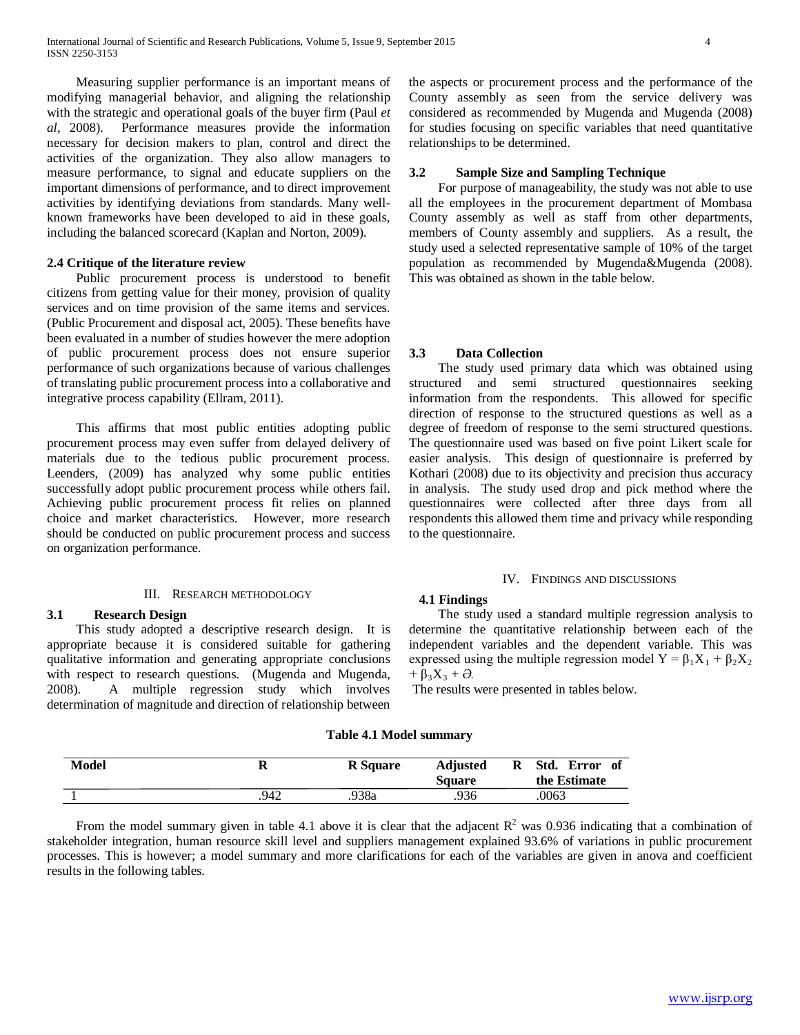Measuring supplier performance is an important means of modifying managerial behavior, and aligning the relationship with the strategic and operational goals of the buyer firm (Paul *et al*, 2008). Performance measures provide the information necessary for decision makers to plan, control and direct the activities of the organization. They also allow managers to measure performance, to signal and educate suppliers on the important dimensions of performance, and to direct improvement activities by identifying deviations from standards. Many well-known frameworks have been developed to aid in these goals, including the balanced scorecard (Kaplan and Norton, 2009).

### 2.4 Critique of the literature review

Public procurement process is understood to benefit citizens from getting value for their money, provision of quality services and on time provision of the same items and services. (Public Procurement and disposal act, 2005). These benefits have been evaluated in a number of studies however the mere adoption of public procurement process does not ensure superior performance of such organizations because of various challenges of translating public procurement process into a collaborative and integrative process capability (Ellram, 2011).

This affirms that most public entities adopting public procurement process may even suffer from delayed delivery of materials due to the tedious public procurement process. Leenders, (2009) has analyzed why some public entities successfully adopt public procurement process while others fail. Achieving public procurement process fit relies on planned choice and market characteristics. However, more research should be conducted on public procurement process and success on organization performance.

## III. Research Methodology

### 3.1 Research Design

This study adopted a descriptive research design. It is appropriate because it is considered suitable for gathering qualitative information and generating appropriate conclusions with respect to research questions. (Mugenda and Mugenda, 2008). A multiple regression study which involves determination of magnitude and direction of relationship between the aspects or procurement process and the performance of the County assembly as seen from the service delivery was considered as recommended by Mugenda and Mugenda (2008) for studies focusing on specific variables that need quantitative relationships to be determined.

### 3.2 Sample Size and Sampling Technique

For purpose of manageability, the study was not able to use all the employees in the procurement department of Mombasa County assembly as well as staff from other departments, members of County assembly and suppliers. As a result, the study used a selected representative sample of 10% of the target population as recommended by Mugenda&Mugenda (2008). This was obtained as shown in the table below.

### 3.3 Data Collection

The study used primary data which was obtained using structured and semi structured questionnaires seeking information from the respondents. This allowed for specific direction of response to the structured questions as well as a degree of freedom of response to the semi structured questions. The questionnaire used was based on five point Likert scale for easier analysis. This design of questionnaire is preferred by Kothari (2008) due to its objectivity and precision thus accuracy in analysis. The study used drop and pick method where the questionnaires were collected after three days from all respondents this allowed them time and privacy while responding to the questionnaire.

## IV. Findings and Discussions

### 4.1 Findings

The study used a standard multiple regression analysis to determine the quantitative relationship between each of the independent variables and the dependent variable. This was expressed using the multiple regression model $Y = \beta_1X_1 + \beta_2X_2 + \beta_3X_3 + Ә$.

The results were presented in tables below.

**Table 4.1 Model summary**

| Model | R | R Square | Adjusted R Square | Std. Error of the Estimate |
|---|---|---|---|---|
| 1 | .942 | .938a | .936 | .0063 |

From the model summary given in table 4.1 above it is clear that the adjacent $R^2$ was 0.936 indicating that a combination of stakeholder integration, human resource skill level and suppliers management explained 93.6% of variations in public procurement processes. This is however; a model summary and more clarifications for each of the variables are given in anova and coefficient results in the following tables.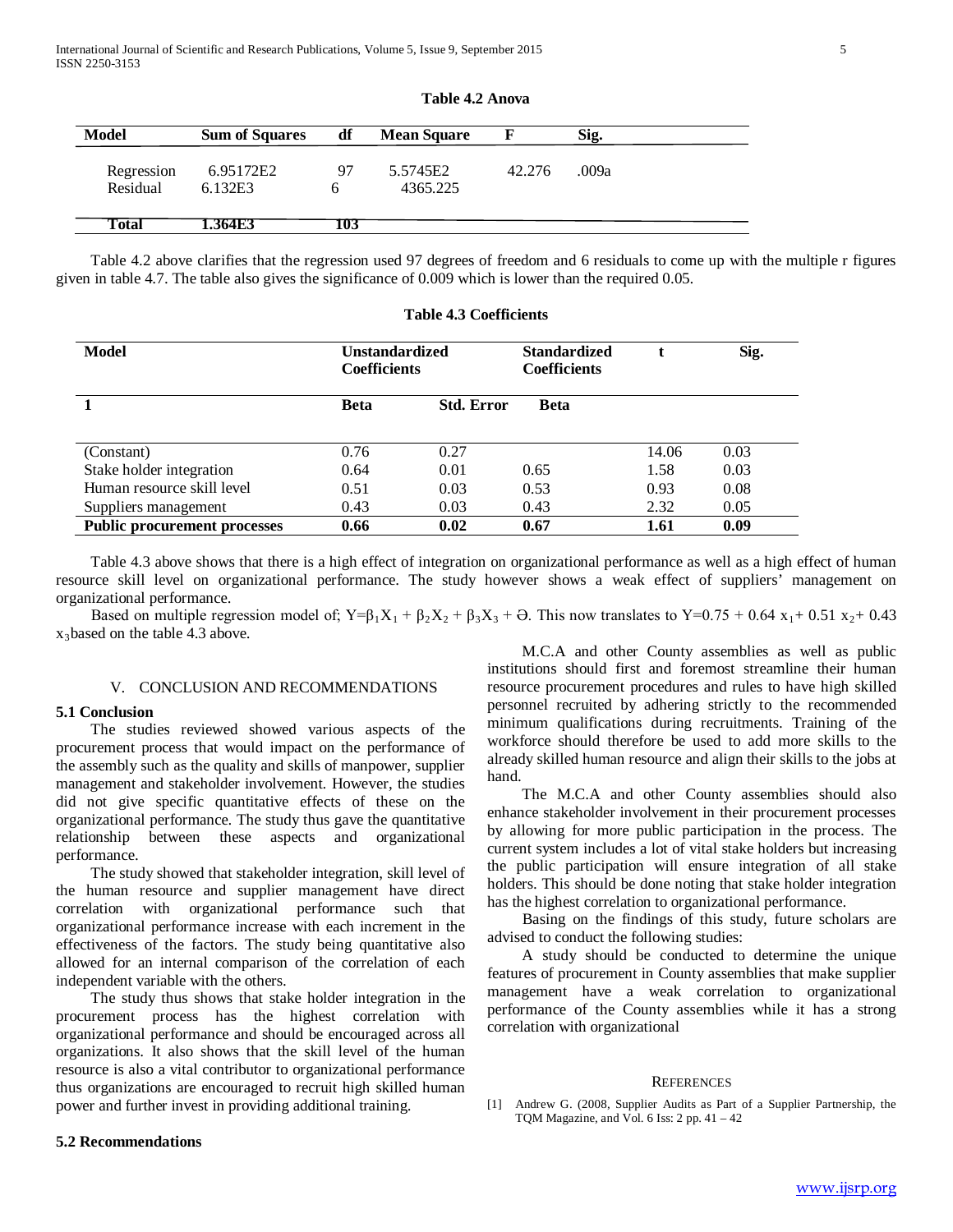**Table 4.2 Anova**

| Model | Sum of Squares | df | Mean Square | F | Sig. |
|---|---|---|---|---|---|
| Regression | 6.95172E2 | 97 | 5.5745E2 | 42.276 | .009a |
| Residual | 6.132E3 | 6 | 4365.225 | | |
| **Total** | **1.364E3** | **103** | | | |

Table 4.2 above clarifies that the regression used 97 degrees of freedom and 6 residuals to come up with the multiple r figures given in table 4.7. The table also gives the significance of 0.009 which is lower than the required 0.05.

**Table 4.3 Coefficients**

| Model | Unstandardized Coefficients | | Standardized Coefficients | t | Sig. |
|---|---|---|---|---|---|
| **1** | **Beta** | **Std. Error** | **Beta** | | |
| (Constant) | 0.76 | 0.27 | | 14.06 | 0.03 |
| Stake holder integration | 0.64 | 0.01 | 0.65 | 1.58 | 0.03 |
| Human resource skill level | 0.51 | 0.03 | 0.53 | 0.93 | 0.08 |
| Suppliers management | 0.43 | 0.03 | 0.43 | 2.32 | 0.05 |
| **Public procurement processes** | **0.66** | **0.02** | **0.67** | **1.61** | **0.09** |

Table 4.3 above shows that there is a high effect of integration on organizational performance as well as a high effect of human resource skill level on organizational performance. The study however shows a weak effect of suppliers' management on organizational performance.

Based on multiple regression model of; $Y=\beta_1X_1 + \beta_2X_2 + \beta_3X_3 + Ə$. This now translates to $Y=0.75 + 0.64\ x_1 + 0.51\ x_2 + 0.43\ x_3$based on the table 4.3 above.

## V. CONCLUSION AND RECOMMENDATIONS

### 5.1 Conclusion

The studies reviewed showed various aspects of the procurement process that would impact on the performance of the assembly such as the quality and skills of manpower, supplier management and stakeholder involvement. However, the studies did not give specific quantitative effects of these on the organizational performance. The study thus gave the quantitative relationship between these aspects and organizational performance.

The study showed that stakeholder integration, skill level of the human resource and supplier management have direct correlation with organizational performance such that organizational performance increase with each increment in the effectiveness of the factors. The study being quantitative also allowed for an internal comparison of the correlation of each independent variable with the others.

The study thus shows that stake holder integration in the procurement process has the highest correlation with organizational performance and should be encouraged across all organizations. It also shows that the skill level of the human resource is also a vital contributor to organizational performance thus organizations are encouraged to recruit high skilled human power and further invest in providing additional training.

### 5.2 Recommendations

M.C.A and other County assemblies as well as public institutions should first and foremost streamline their human resource procurement procedures and rules to have high skilled personnel recruited by adhering strictly to the recommended minimum qualifications during recruitments. Training of the workforce should therefore be used to add more skills to the already skilled human resource and align their skills to the jobs at hand.

The M.C.A and other County assemblies should also enhance stakeholder involvement in their procurement processes by allowing for more public participation in the process. The current system includes a lot of vital stake holders but increasing the public participation will ensure integration of all stake holders. This should be done noting that stake holder integration has the highest correlation to organizational performance.

Basing on the findings of this study, future scholars are advised to conduct the following studies:

A study should be conducted to determine the unique features of procurement in County assemblies that make supplier management have a weak correlation to organizational performance of the County assemblies while it has a strong correlation with organizational

## References

[1] Andrew G. (2008, Supplier Audits as Part of a Supplier Partnership, the TQM Magazine, and Vol. 6 Iss: 2 pp. 41 – 42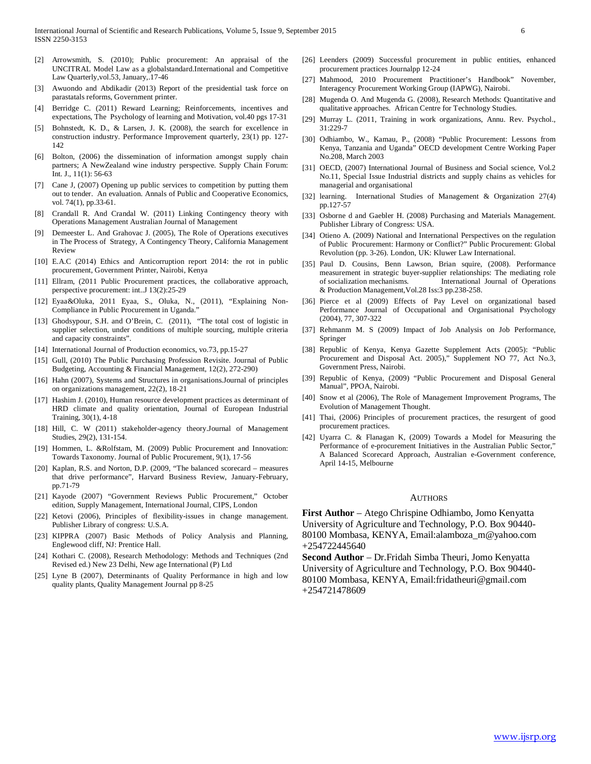[2] Arrowsmith, S. (2010); Public procurement: An appraisal of the UNCITRAL Model Law as a globalstandard.International and Competitive Law Quarterly,vol.53, January,.17-46

[3] Awuondo and Abdikadir (2013) Report of the presidential task force on parastatals reforms, Government printer.

[4] Berridge C. (2011) Reward Learning; Reinforcements, incentives and expectations, The Psychology of learning and Motivation, vol.40 pgs 17-31

[5] Bohnstedt, K. D., & Larsen, J. K. (2008), the search for excellence in construction industry. Performance Improvement quarterly, 23(1) pp. 127-142

[6] Bolton, (2006) the dissemination of information amongst supply chain partners; A NewZealand wine industry perspective. Supply Chain Forum: Int. J., 11(1): 56-63

[7] Cane J, (2007) Opening up public services to competition by putting them out to tender. An evaluation. Annals of Public and Cooperative Economics, vol. 74(1), pp.33-61.

[8] Crandall R. And Crandal W. (2011) Linking Contingency theory with Operations Management Australian Journal of Management

[9] Demeester L. And Grahovac J. (2005), The Role of Operations executives in The Process of Strategy, A Contingency Theory, California Management Review

[10] E.A.C (2014) Ethics and Anticorruption report 2014: the rot in public procurement, Government Printer, Nairobi, Kenya

[11] Ellram, (2011 Public Procurement practices, the collaborative approach, perspective procurement: int..J 13(2):25-29

[12] Eyaa&Oluka, 2011 Eyaa, S., Oluka, N., (2011), "Explaining Non-Compliance in Public Procurement in Uganda."

[13] Ghodsypour, S.H. and O'Brein, C. (2011), "The total cost of logistic in supplier selection, under conditions of multiple sourcing, multiple criteria and capacity constraints".

[14] International Journal of Production economics, vo.73, pp.15-27

[15] Gull, (2010) The Public Purchasing Profession Revisite. Journal of Public Budgeting, Accounting & Financial Management, 12(2), 272-290)

[16] Hahn (2007), Systems and Structures in organisations.Journal of principles on organizations management, 22(2), 18-21

[17] Hashim J. (2010), Human resource development practices as determinant of HRD climate and quality orientation, Journal of European Industrial Training, 30(1), 4-18

[18] Hill, C. W (2011) stakeholder-agency theory.Journal of Management Studies, 29(2), 131-154.

[19] Hommen, L. &Rolfstam, M. (2009) Public Procurement and Innovation: Towards Taxonomy. Journal of Public Procurement, 9(1), 17-56

[20] Kaplan, R.S. and Norton, D.P. (2009, "The balanced scorecard – measures that drive performance", Harvard Business Review, January-February, pp.71-79

[21] Kayode (2007) "Government Reviews Public Procurement," October edition, Supply Management, International Journal, CIPS, London

[22] Ketovi (2006), Principles of flexibility-issues in change management. Publisher Library of congress: U.S.A.

[23] KIPPRA (2007) Basic Methods of Policy Analysis and Planning, Englewood cliff, NJ: Prentice Hall.

[24] Kothari C. (2008), Research Methodology: Methods and Techniques (2nd Revised ed.) New 23 Delhi, New age International (P) Ltd

[25] Lyne B (2007), Determinants of Quality Performance in high and low quality plants, Quality Management Journal pp 8-25

[26] Leenders (2009) Successful procurement in public entities, enhanced procurement practices Journalpp 12-24

[27] Mahmood, 2010 Procurement Practitioner's Handbook" November, Interagency Procurement Working Group (IAPWG), Nairobi.

[28] Mugenda O. And Mugenda G. (2008), Research Methods: Quantitative and qualitative approaches. African Centre for Technology Studies.

[29] Murray L. (2011, Training in work organizations, Annu. Rev. Psychol., 31:229-7

[30] Odhiambo, W., Kamau, P., (2008) "Public Procurement: Lessons from Kenya, Tanzania and Uganda" OECD development Centre Working Paper No.208, March 2003

[31] OECD, (2007) International Journal of Business and Social science, Vol.2 No.11, Special Issue Industrial districts and supply chains as vehicles for managerial and organisational

[32] learning. International Studies of Management & Organization 27(4) pp.127-57

[33] Osborne d and Gaebler H. (2008) Purchasing and Materials Management. Publisher Library of Congress: USA.

[34] Otieno A. (2009) National and International Perspectives on the regulation of Public Procurement: Harmony or Conflict?" Public Procurement: Global Revolution (pp. 3-26). London, UK: Kluwer Law International.

[35] Paul D. Cousins, Benn Lawson, Brian squire, (2008). Performance measurement in strategic buyer-supplier relationships: The mediating role of socialization mechanisms. International Journal of Operations & Production Management,Vol.28 Iss:3 pp.238-258.

[36] Pierce et al (2009) Effects of Pay Level on organizational based Performance Journal of Occupational and Organisational Psychology (2004), 77, 307-322

[37] Rehmanm M. S (2009) Impact of Job Analysis on Job Performance, Springer

[38] Republic of Kenya, Kenya Gazette Supplement Acts (2005): "Public Procurement and Disposal Act. 2005)," Supplement NO 77, Act No.3, Government Press, Nairobi.

[39] Republic of Kenya, (2009) "Public Procurement and Disposal General Manual", PPOA, Nairobi.

[40] Snow et al (2006), The Role of Management Improvement Programs, The Evolution of Management Thought.

[41] Thai, (2006) Principles of procurement practices, the resurgent of good procurement practices.

[42] Uyarra C. & Flanagan K, (2009) Towards a Model for Measuring the Performance of e-procurement Initiatives in the Australian Public Sector," A Balanced Scorecard Approach, Australian e-Government conference, April 14-15, Melbourne

## Authors

**First Author** – Atego Chrispine Odhiambo, Jomo Kenyatta University of Agriculture and Technology, P.O. Box 90440-80100 Mombasa, KENYA, Email:alamboza_m@yahoo.com +254722445640

**Second Author** – Dr.Fridah Simba Theuri, Jomo Kenyatta University of Agriculture and Technology, P.O. Box 90440-80100 Mombasa, KENYA, Email:fridatheuri@gmail.com +254721478609